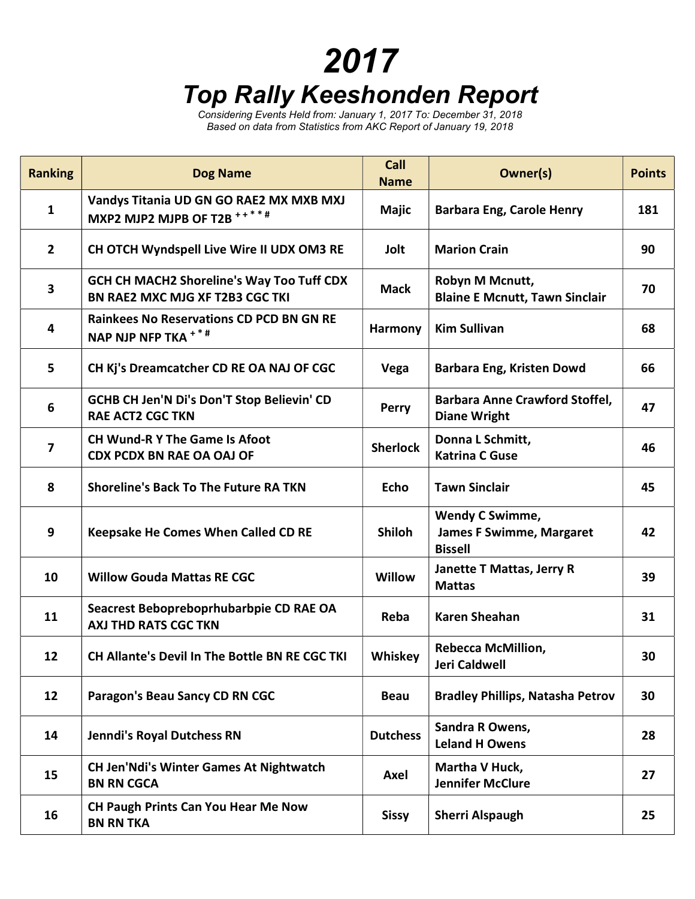# 2017

## Top Rally Keeshonden Report

*Considering Events Held from: January 1, 2017 To: December 31, 2018*
*Based on data from Statistics from AKC Report of January 19, 2018*

| Ranking | Dog Name | Call Name | Owner(s) | Points |
|---|---|---|---|---|
| 1 | Vandys Titania UD GN GO RAE2 MX MXB MXJ MXP2 MJP2 MJPB OF T2B + + * * # | Majic | Barbara Eng, Carole Henry | 181 |
| 2 | CH OTCH Wyndspell Live Wire II UDX OM3 RE | Jolt | Marion Crain | 90 |
| 3 | GCH CH MACH2 Shoreline's Way Too Tuff CDX BN RAE2 MXC MJG XF T2B3 CGC TKI | Mack | Robyn M Mcnutt, Blaine E Mcnutt, Tawn Sinclair | 70 |
| 4 | Rainkees No Reservations CD PCD BN GN RE NAP NJP NFP TKA + * # | Harmony | Kim Sullivan | 68 |
| 5 | CH Kj's Dreamcatcher CD RE OA NAJ OF CGC | Vega | Barbara Eng, Kristen Dowd | 66 |
| 6 | GCHB CH Jen'N Di's Don'T Stop Believin' CD RAE ACT2 CGC TKN | Perry | Barbara Anne Crawford Stoffel, Diane Wright | 47 |
| 7 | CH Wund-R Y The Game Is Afoot CDX PCDX BN RAE OA OAJ OF | Sherlock | Donna L Schmitt, Katrina C Guse | 46 |
| 8 | Shoreline's Back To The Future RA TKN | Echo | Tawn Sinclair | 45 |
| 9 | Keepsake He Comes When Called CD RE | Shiloh | Wendy C Swimme, James F Swimme, Margaret Bissell | 42 |
| 10 | Willow Gouda Mattas RE CGC | Willow | Janette T Mattas, Jerry R Mattas | 39 |
| 11 | Seacrest Bebopreboprhubarbpie CD RAE OA AXJ THD RATS CGC TKN | Reba | Karen Sheahan | 31 |
| 12 | CH Allante's Devil In The Bottle BN RE CGC TKI | Whiskey | Rebecca McMillion, Jeri Caldwell | 30 |
| 12 | Paragon's Beau Sancy CD RN CGC | Beau | Bradley Phillips, Natasha Petrov | 30 |
| 14 | Jenndi's Royal Dutchess RN | Dutchess | Sandra R Owens, Leland H Owens | 28 |
| 15 | CH Jen'Ndi's Winter Games At Nightwatch BN RN CGCA | Axel | Martha V Huck, Jennifer McClure | 27 |
| 16 | CH Paugh Prints Can You Hear Me Now BN RN TKA | Sissy | Sherri Alspaugh | 25 |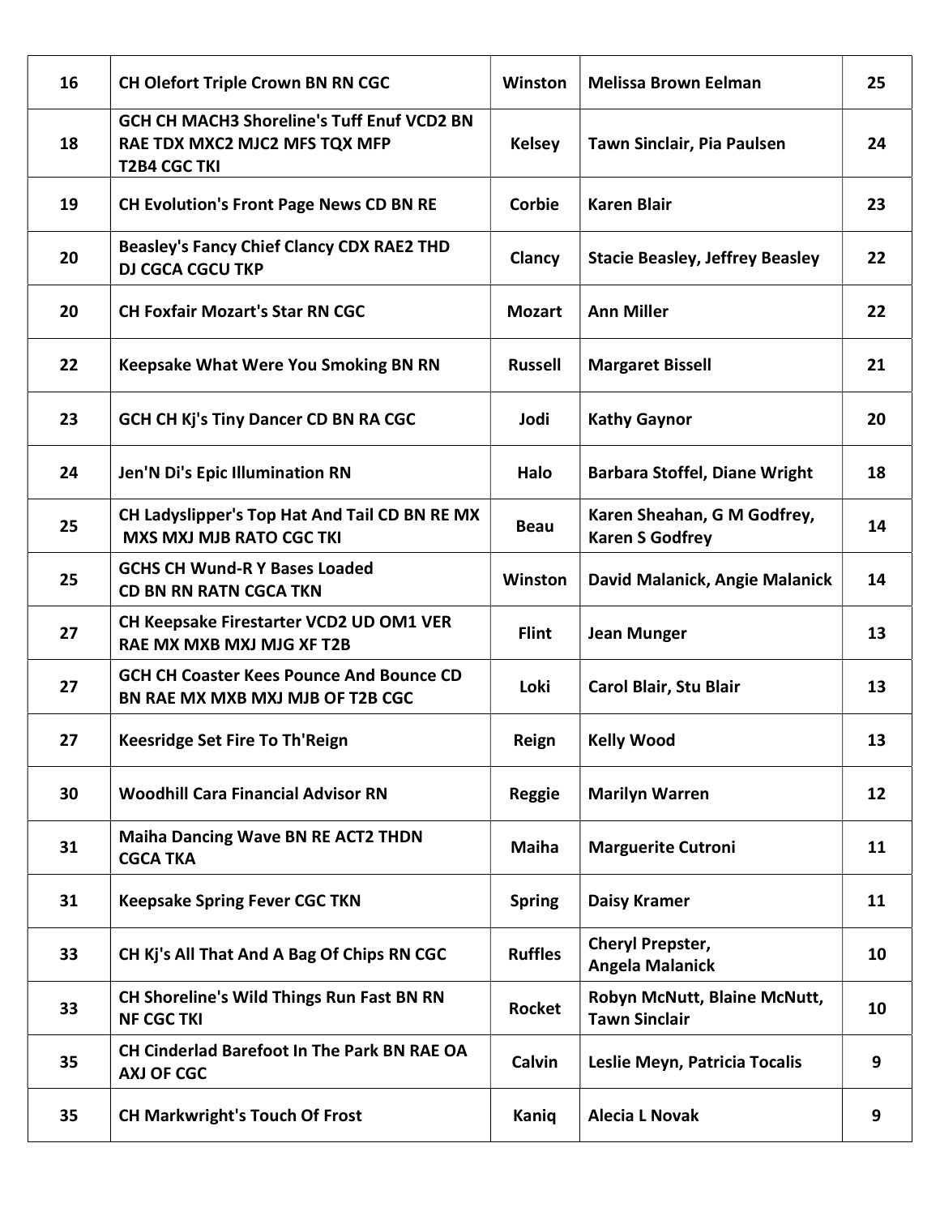| | | | | |
|---|---|---|---|---|
| 16 | CH Olefort Triple Crown BN RN CGC | Winston | Melissa Brown Eelman | 25 |
| 18 | GCH CH MACH3 Shoreline's Tuff Enuf VCD2 BN RAE TDX MXC2 MJC2 MFS TQX MFP T2B4 CGC TKI | Kelsey | Tawn Sinclair, Pia Paulsen | 24 |
| 19 | CH Evolution's Front Page News CD BN RE | Corbie | Karen Blair | 23 |
| 20 | Beasley's Fancy Chief Clancy CDX RAE2 THD DJ CGCA CGCU TKP | Clancy | Stacie Beasley, Jeffrey Beasley | 22 |
| 20 | CH Foxfair Mozart's Star RN CGC | Mozart | Ann Miller | 22 |
| 22 | Keepsake What Were You Smoking BN RN | Russell | Margaret Bissell | 21 |
| 23 | GCH CH Kj's Tiny Dancer CD BN RA CGC | Jodi | Kathy Gaynor | 20 |
| 24 | Jen'N Di's Epic Illumination RN | Halo | Barbara Stoffel, Diane Wright | 18 |
| 25 | CH Ladyslipper's Top Hat And Tail CD BN RE MX MXS MXJ MJB RATO CGC TKI | Beau | Karen Sheahan, G M Godfrey, Karen S Godfrey | 14 |
| 25 | GCHS CH Wund-R Y Bases Loaded CD BN RN RATN CGCA TKN | Winston | David Malanick, Angie Malanick | 14 |
| 27 | CH Keepsake Firestarter VCD2 UD OM1 VER RAE MX MXB MXJ MJG XF T2B | Flint | Jean Munger | 13 |
| 27 | GCH CH Coaster Kees Pounce And Bounce CD BN RAE MX MXB MXJ MJB OF T2B CGC | Loki | Carol Blair, Stu Blair | 13 |
| 27 | Keesridge Set Fire To Th'Reign | Reign | Kelly Wood | 13 |
| 30 | Woodhill Cara Financial Advisor RN | Reggie | Marilyn Warren | 12 |
| 31 | Maiha Dancing Wave BN RE ACT2 THDN CGCA TKA | Maiha | Marguerite Cutroni | 11 |
| 31 | Keepsake Spring Fever CGC TKN | Spring | Daisy Kramer | 11 |
| 33 | CH Kj's All That And A Bag Of Chips RN CGC | Ruffles | Cheryl Prepster, Angela Malanick | 10 |
| 33 | CH Shoreline's Wild Things Run Fast BN RN NF CGC TKI | Rocket | Robyn McNutt, Blaine McNutt, Tawn Sinclair | 10 |
| 35 | CH Cinderlad Barefoot In The Park BN RAE OA AXJ OF CGC | Calvin | Leslie Meyn, Patricia Tocalis | 9 |
| 35 | CH Markwright's Touch Of Frost | Kaniq | Alecia L Novak | 9 |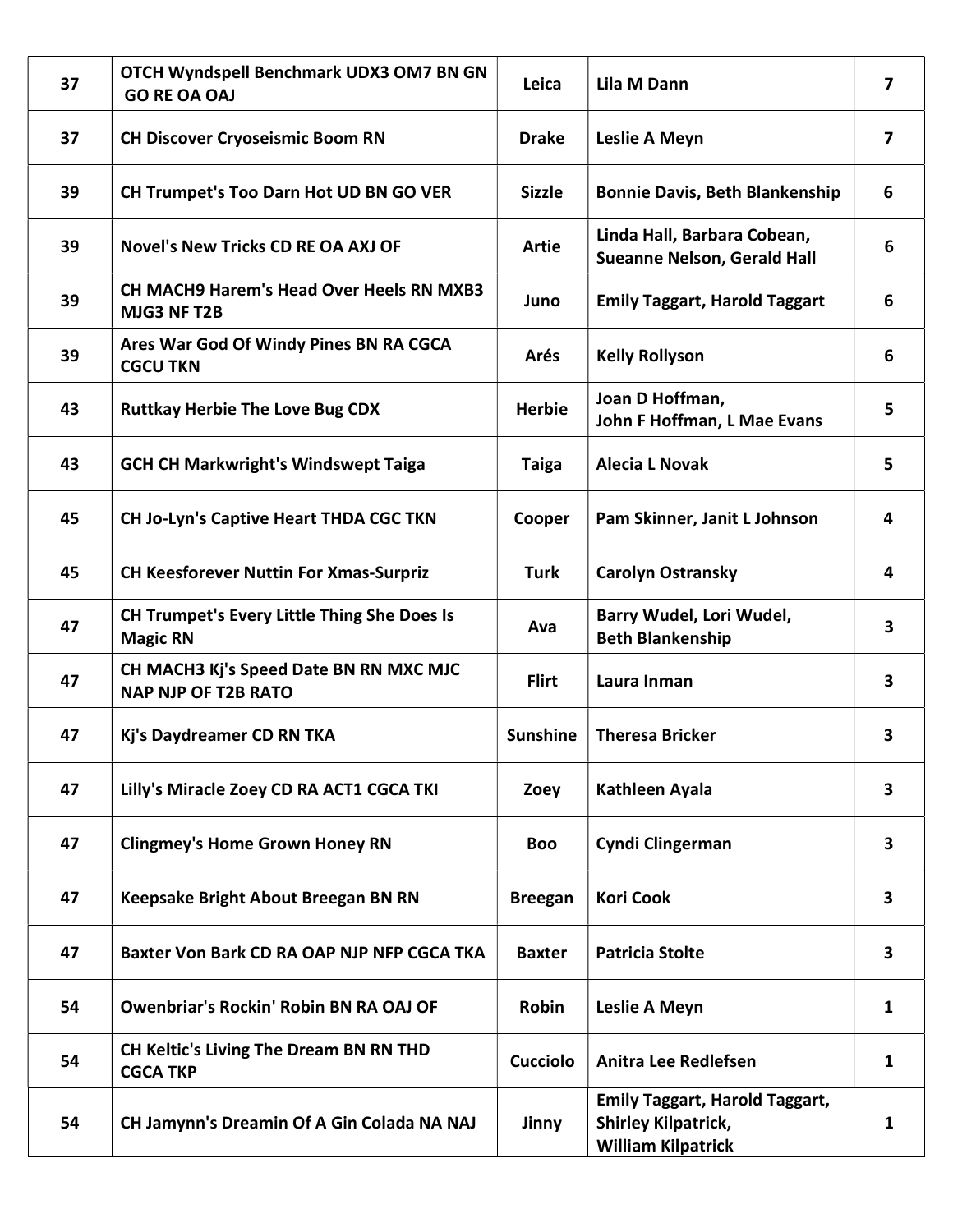| | | | | |
|---|---|---|---|---|
| 37 | OTCH Wyndspell Benchmark UDX3 OM7 BN GN GO RE OA OAJ | Leica | Lila M Dann | 7 |
| 37 | CH Discover Cryoseismic Boom RN | Drake | Leslie A Meyn | 7 |
| 39 | CH Trumpet's Too Darn Hot UD BN GO VER | Sizzle | Bonnie Davis, Beth Blankenship | 6 |
| 39 | Novel's New Tricks CD RE OA AXJ OF | Artie | Linda Hall, Barbara Cobean, Sueanne Nelson, Gerald Hall | 6 |
| 39 | CH MACH9 Harem's Head Over Heels RN MXB3 MJG3 NF T2B | Juno | Emily Taggart, Harold Taggart | 6 |
| 39 | Ares War God Of Windy Pines BN RA CGCA CGCU TKN | Arés | Kelly Rollyson | 6 |
| 43 | Ruttkay Herbie The Love Bug CDX | Herbie | Joan D Hoffman, John F Hoffman, L Mae Evans | 5 |
| 43 | GCH CH Markwright's Windswept Taiga | Taiga | Alecia L Novak | 5 |
| 45 | CH Jo-Lyn's Captive Heart THDA CGC TKN | Cooper | Pam Skinner, Janit L Johnson | 4 |
| 45 | CH Keesforever Nuttin For Xmas-Surpriz | Turk | Carolyn Ostransky | 4 |
| 47 | CH Trumpet's Every Little Thing She Does Is Magic RN | Ava | Barry Wudel, Lori Wudel, Beth Blankenship | 3 |
| 47 | CH MACH3 Kj's Speed Date BN RN MXC MJC NAP NJP OF T2B RATO | Flirt | Laura Inman | 3 |
| 47 | Kj's Daydreamer CD RN TKA | Sunshine | Theresa Bricker | 3 |
| 47 | Lilly's Miracle Zoey CD RA ACT1 CGCA TKI | Zoey | Kathleen Ayala | 3 |
| 47 | Clingmey's Home Grown Honey RN | Boo | Cyndi Clingerman | 3 |
| 47 | Keepsake Bright About Breegan BN RN | Breegan | Kori Cook | 3 |
| 47 | Baxter Von Bark CD RA OAP NJP NFP CGCA TKA | Baxter | Patricia Stolte | 3 |
| 54 | Owenbriar's Rockin' Robin BN RA OAJ OF | Robin | Leslie A Meyn | 1 |
| 54 | CH Keltic's Living The Dream BN RN THD CGCA TKP | Cucciolo | Anitra Lee Redlefsen | 1 |
| 54 | CH Jamynn's Dreamin Of A Gin Colada NA NAJ | Jinny | Emily Taggart, Harold Taggart, Shirley Kilpatrick, William Kilpatrick | 1 |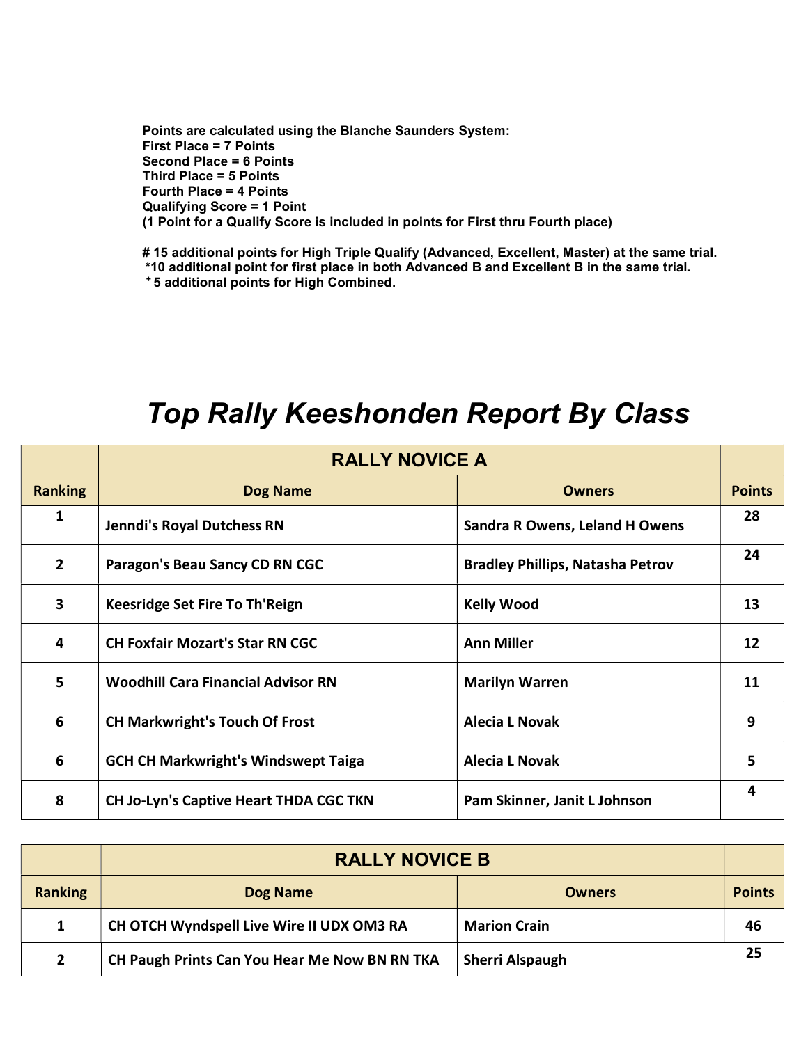**Points are calculated using the Blanche Saunders System:**
**First Place = 7 Points**
**Second Place = 6 Points**
**Third Place = 5 Points**
**Fourth Place = 4 Points**
**Qualifying Score = 1 Point**
**(1 Point for a Qualify Score is included in points for First thru Fourth place)**

**# 15 additional points for High Triple Qualify (Advanced, Excellent, Master) at the same trial.**
**\*10 additional point for first place in both Advanced B and Excellent B in the same trial.**
**⁺ 5 additional points for High Combined.**

# *Top Rally Keeshonden Report By Class*

| | RALLY NOVICE A | | |
|---|---|---|---|
| **Ranking** | **Dog Name** | **Owners** | **Points** |
| 1 | Jenndi's Royal Dutchess RN | Sandra R Owens, Leland H Owens | 28 |
| 2 | Paragon's Beau Sancy CD RN CGC | Bradley Phillips, Natasha Petrov | 24 |
| 3 | Keesridge Set Fire To Th'Reign | Kelly Wood | 13 |
| 4 | CH Foxfair Mozart's Star RN CGC | Ann Miller | 12 |
| 5 | Woodhill Cara Financial Advisor RN | Marilyn Warren | 11 |
| 6 | CH Markwright's Touch Of Frost | Alecia L Novak | 9 |
| 6 | GCH CH Markwright's Windswept Taiga | Alecia L Novak | 5 |
| 8 | CH Jo-Lyn's Captive Heart THDA CGC TKN | Pam Skinner, Janit L Johnson | 4 |

| | RALLY NOVICE B | | |
|---|---|---|---|
| **Ranking** | **Dog Name** | **Owners** | **Points** |
| 1 | CH OTCH Wyndspell Live Wire II UDX OM3 RA | Marion Crain | 46 |
| 2 | CH Paugh Prints Can You Hear Me Now BN RN TKA | Sherri Alspaugh | 25 |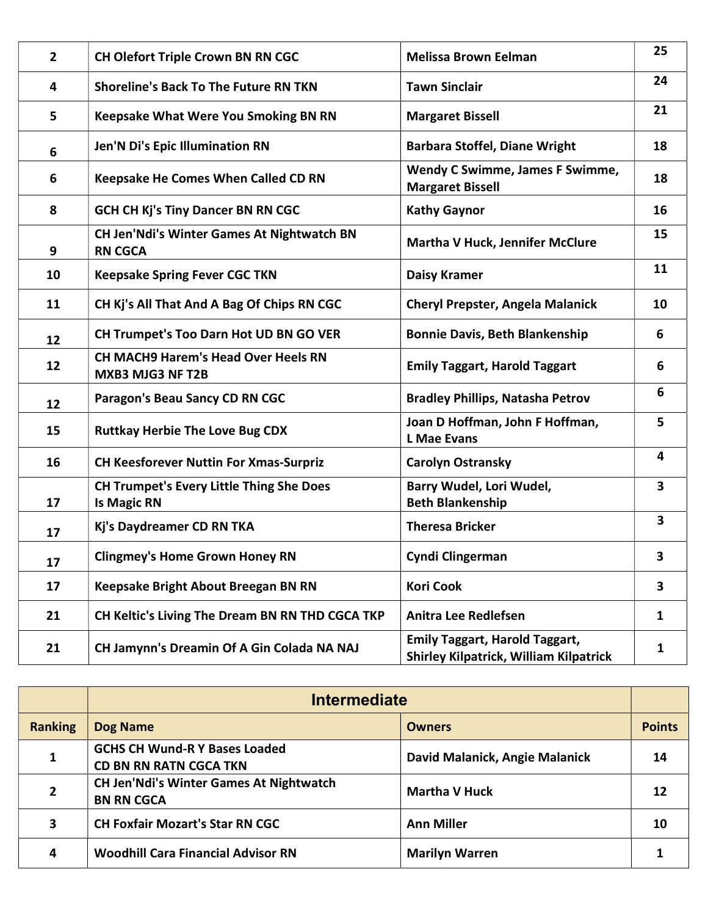| | | | |
|---|---|---|---|
| 2 | CH Olefort Triple Crown BN RN CGC | Melissa Brown Eelman | 25 |
| 4 | Shoreline's Back To The Future RN TKN | Tawn Sinclair | 24 |
| 5 | Keepsake What Were You Smoking BN RN | Margaret Bissell | 21 |
| 6 | Jen'N Di's Epic Illumination RN | Barbara Stoffel, Diane Wright | 18 |
| 6 | Keepsake He Comes When Called CD RN | Wendy C Swimme, James F Swimme, Margaret Bissell | 18 |
| 8 | GCH CH Kj's Tiny Dancer BN RN CGC | Kathy Gaynor | 16 |
| 9 | CH Jen'Ndi's Winter Games At Nightwatch BN RN CGCA | Martha V Huck, Jennifer McClure | 15 |
| 10 | Keepsake Spring Fever CGC TKN | Daisy Kramer | 11 |
| 11 | CH Kj's All That And A Bag Of Chips RN CGC | Cheryl Prepster, Angela Malanick | 10 |
| 12 | CH Trumpet's Too Darn Hot UD BN GO VER | Bonnie Davis, Beth Blankenship | 6 |
| 12 | CH MACH9 Harem's Head Over Heels RN MXB3 MJG3 NF T2B | Emily Taggart, Harold Taggart | 6 |
| 12 | Paragon's Beau Sancy CD RN CGC | Bradley Phillips, Natasha Petrov | 6 |
| 15 | Ruttkay Herbie The Love Bug CDX | Joan D Hoffman, John F Hoffman, L Mae Evans | 5 |
| 16 | CH Keesforever Nuttin For Xmas-Surpriz | Carolyn Ostransky | 4 |
| 17 | CH Trumpet's Every Little Thing She Does Is Magic RN | Barry Wudel, Lori Wudel, Beth Blankenship | 3 |
| 17 | Kj's Daydreamer CD RN TKA | Theresa Bricker | 3 |
| 17 | Clingmey's Home Grown Honey RN | Cyndi Clingerman | 3 |
| 17 | Keepsake Bright About Breegan BN RN | Kori Cook | 3 |
| 21 | CH Keltic's Living The Dream BN RN THD CGCA TKP | Anitra Lee Redlefsen | 1 |
| 21 | CH Jamynn's Dreamin Of A Gin Colada NA NAJ | Emily Taggart, Harold Taggart, Shirley Kilpatrick, William Kilpatrick | 1 |

| | Intermediate | | |
|---|---|---|---|
| **Ranking** | **Dog Name** | **Owners** | **Points** |
| 1 | GCHS CH Wund-R Y Bases Loaded CD BN RN RATN CGCA TKN | David Malanick, Angie Malanick | 14 |
| 2 | CH Jen'Ndi's Winter Games At Nightwatch BN RN CGCA | Martha V Huck | 12 |
| 3 | CH Foxfair Mozart's Star RN CGC | Ann Miller | 10 |
| 4 | Woodhill Cara Financial Advisor RN | Marilyn Warren | 1 |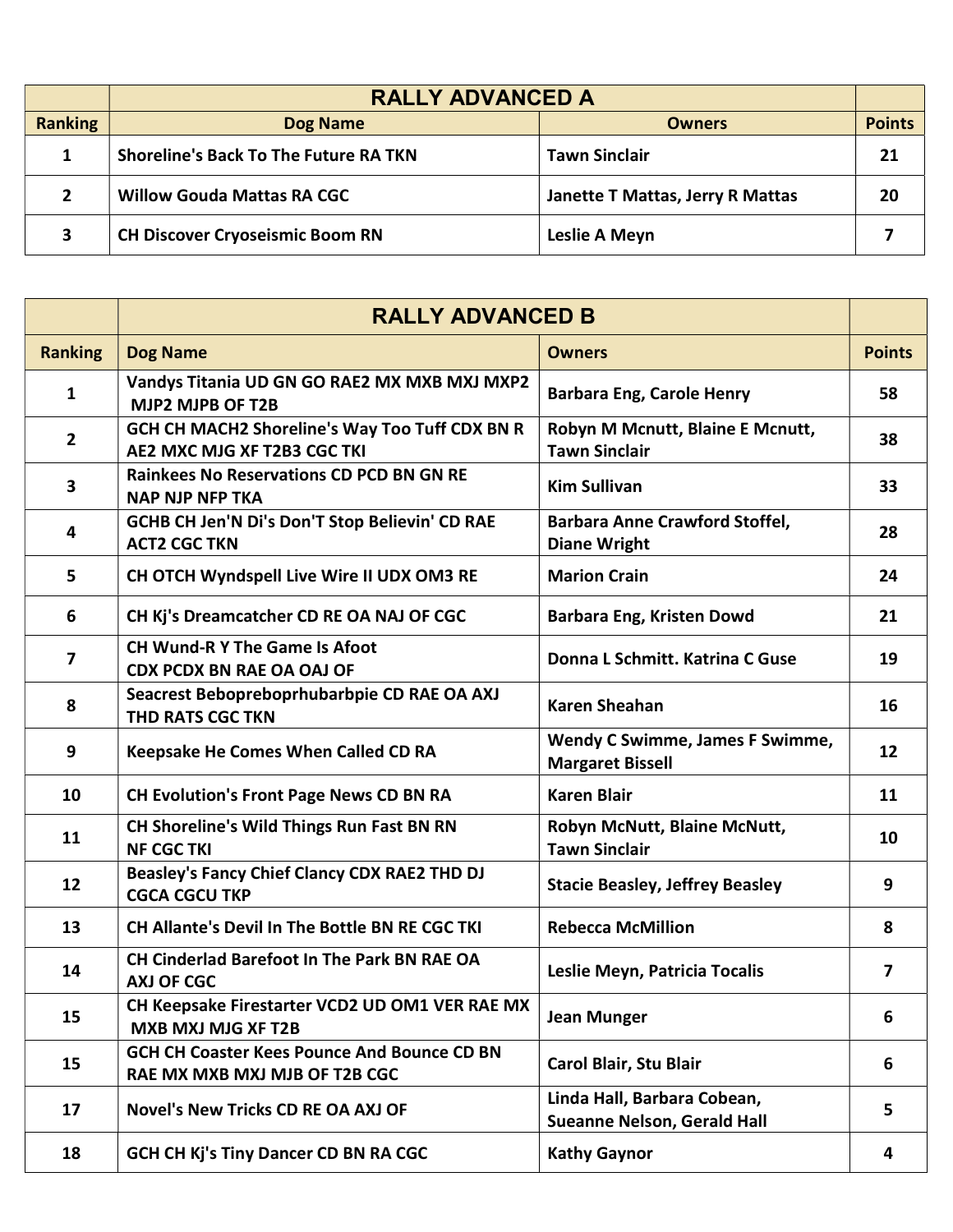| | RALLY ADVANCED A | | |
|---|---|---|---|
| **Ranking** | **Dog Name** | **Owners** | **Points** |
| 1 | Shoreline's Back To The Future RA TKN | Tawn Sinclair | 21 |
| 2 | Willow Gouda Mattas RA CGC | Janette T Mattas, Jerry R Mattas | 20 |
| 3 | CH Discover Cryoseismic Boom RN | Leslie A Meyn | 7 |

| | RALLY ADVANCED B | | |
|---|---|---|---|
| **Ranking** | **Dog Name** | **Owners** | **Points** |
| 1 | Vandys Titania UD GN GO RAE2 MX MXB MXJ MXP2 MJP2 MJPB OF T2B | Barbara Eng, Carole Henry | 58 |
| 2 | GCH CH MACH2 Shoreline's Way Too Tuff CDX BN RAE2 MXC MJG XF T2B3 CGC TKI | Robyn M Mcnutt, Blaine E Mcnutt, Tawn Sinclair | 38 |
| 3 | Rainkees No Reservations CD PCD BN GN RE NAP NJP NFP TKA | Kim Sullivan | 33 |
| 4 | GCHB CH Jen'N Di's Don'T Stop Believin' CD RAE ACT2 CGC TKN | Barbara Anne Crawford Stoffel, Diane Wright | 28 |
| 5 | CH OTCH Wyndspell Live Wire II UDX OM3 RE | Marion Crain | 24 |
| 6 | CH Kj's Dreamcatcher CD RE OA NAJ OF CGC | Barbara Eng, Kristen Dowd | 21 |
| 7 | CH Wund-R Y The Game Is Afoot CDX PCDX BN RAE OA OAJ OF | Donna L Schmitt. Katrina C Guse | 19 |
| 8 | Seacrest Bebopreboprhubarbpie CD RAE OA AXJ THD RATS CGC TKN | Karen Sheahan | 16 |
| 9 | Keepsake He Comes When Called CD RA | Wendy C Swimme, James F Swimme, Margaret Bissell | 12 |
| 10 | CH Evolution's Front Page News CD BN RA | Karen Blair | 11 |
| 11 | CH Shoreline's Wild Things Run Fast BN RN NF CGC TKI | Robyn McNutt, Blaine McNutt, Tawn Sinclair | 10 |
| 12 | Beasley's Fancy Chief Clancy CDX RAE2 THD DJ CGCA CGCU TKP | Stacie Beasley, Jeffrey Beasley | 9 |
| 13 | CH Allante's Devil In The Bottle BN RE CGC TKI | Rebecca McMillion | 8 |
| 14 | CH Cinderlad Barefoot In The Park BN RAE OA AXJ OF CGC | Leslie Meyn, Patricia Tocalis | 7 |
| 15 | CH Keepsake Firestarter VCD2 UD OM1 VER RAE MX MXB MXJ MJG XF T2B | Jean Munger | 6 |
| 15 | GCH CH Coaster Kees Pounce And Bounce CD BN RAE MX MXB MXJ MJB OF T2B CGC | Carol Blair, Stu Blair | 6 |
| 17 | Novel's New Tricks CD RE OA AXJ OF | Linda Hall, Barbara Cobean, Sueanne Nelson, Gerald Hall | 5 |
| 18 | GCH CH Kj's Tiny Dancer CD BN RA CGC | Kathy Gaynor | 4 |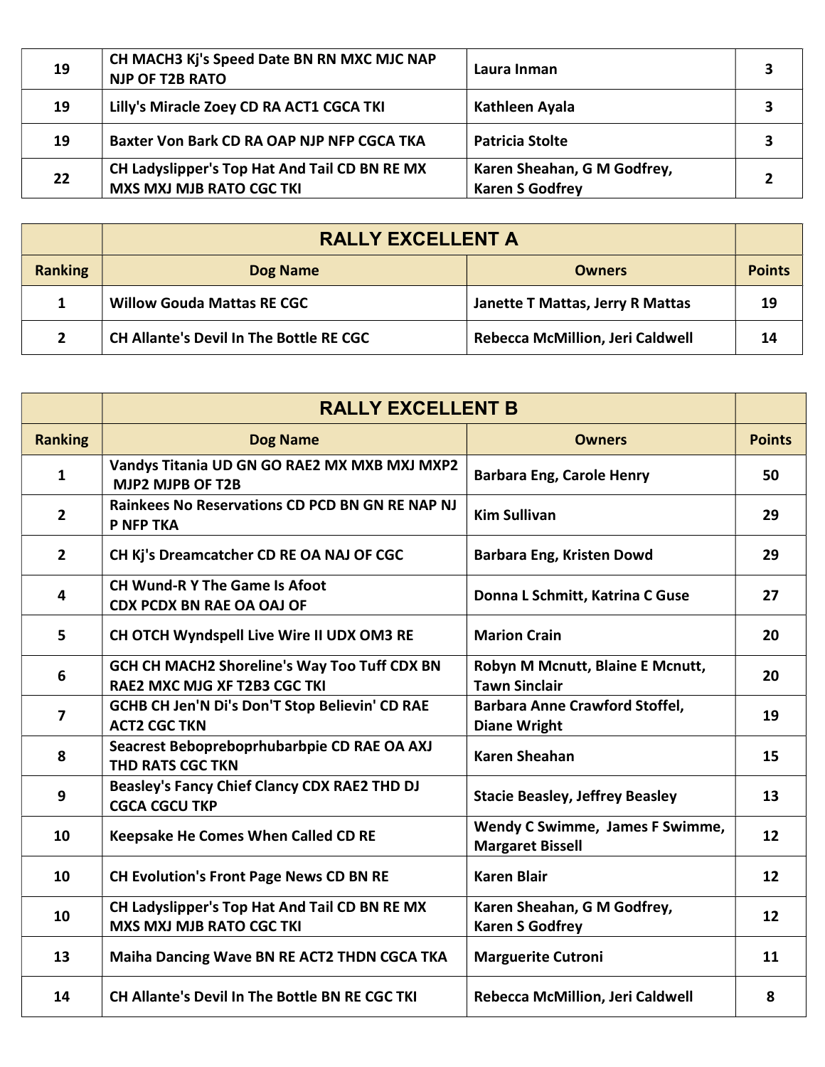| | | | |
|---|---|---|---|
| 19 | CH MACH3 Kj's Speed Date BN RN MXC MJC NAP NJP OF T2B RATO | Laura Inman | 3 |
| 19 | Lilly's Miracle Zoey CD RA ACT1 CGCA TKI | Kathleen Ayala | 3 |
| 19 | Baxter Von Bark CD RA OAP NJP NFP CGCA TKA | Patricia Stolte | 3 |
| 22 | CH Ladyslipper's Top Hat And Tail CD BN RE MX MXS MXJ MJB RATO CGC TKI | Karen Sheahan, G M Godfrey, Karen S Godfrey | 2 |

| | RALLY EXCELLENT A | | |
|---|---|---|---|
| Ranking | Dog Name | Owners | Points |
| 1 | Willow Gouda Mattas RE CGC | Janette T Mattas, Jerry R Mattas | 19 |
| 2 | CH Allante's Devil In The Bottle RE CGC | Rebecca McMillion, Jeri Caldwell | 14 |

| | RALLY EXCELLENT B | | |
|---|---|---|---|
| Ranking | Dog Name | Owners | Points |
| 1 | Vandys Titania UD GN GO RAE2 MX MXB MXJ MXP2 MJP2 MJPB OF T2B | Barbara Eng, Carole Henry | 50 |
| 2 | Rainkees No Reservations CD PCD BN GN RE NAP NJ P NFP TKA | Kim Sullivan | 29 |
| 2 | CH Kj's Dreamcatcher CD RE OA NAJ OF CGC | Barbara Eng, Kristen Dowd | 29 |
| 4 | CH Wund-R Y The Game Is Afoot CDX PCDX BN RAE OA OAJ OF | Donna L Schmitt, Katrina C Guse | 27 |
| 5 | CH OTCH Wyndspell Live Wire II UDX OM3 RE | Marion Crain | 20 |
| 6 | GCH CH MACH2 Shoreline's Way Too Tuff CDX BN RAE2 MXC MJG XF T2B3 CGC TKI | Robyn M Mcnutt, Blaine E Mcnutt, Tawn Sinclair | 20 |
| 7 | GCHB CH Jen'N Di's Don'T Stop Believin' CD RAE ACT2 CGC TKN | Barbara Anne Crawford Stoffel, Diane Wright | 19 |
| 8 | Seacrest Bebopreboprhubarbpie CD RAE OA AXJ THD RATS CGC TKN | Karen Sheahan | 15 |
| 9 | Beasley's Fancy Chief Clancy CDX RAE2 THD DJ CGCA CGCU TKP | Stacie Beasley, Jeffrey Beasley | 13 |
| 10 | Keepsake He Comes When Called CD RE | Wendy C Swimme, James F Swimme, Margaret Bissell | 12 |
| 10 | CH Evolution's Front Page News CD BN RE | Karen Blair | 12 |
| 10 | CH Ladyslipper's Top Hat And Tail CD BN RE MX MXS MXJ MJB RATO CGC TKI | Karen Sheahan, G M Godfrey, Karen S Godfrey | 12 |
| 13 | Maiha Dancing Wave BN RE ACT2 THDN CGCA TKA | Marguerite Cutroni | 11 |
| 14 | CH Allante's Devil In The Bottle BN RE CGC TKI | Rebecca McMillion, Jeri Caldwell | 8 |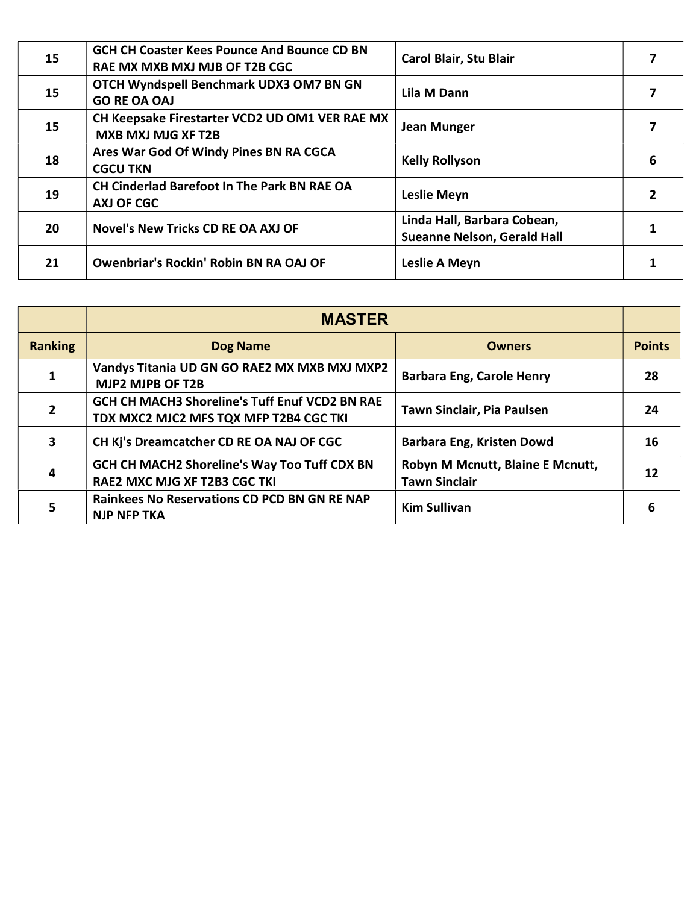| | | | |
|---|---|---|---|
| 15 | GCH CH Coaster Kees Pounce And Bounce CD BN RAE MX MXB MXJ MJB OF T2B CGC | Carol Blair, Stu Blair | 7 |
| 15 | OTCH Wyndspell Benchmark UDX3 OM7 BN GN GO RE OA OAJ | Lila M Dann | 7 |
| 15 | CH Keepsake Firestarter VCD2 UD OM1 VER RAE MX MXB MXJ MJG XF T2B | Jean Munger | 7 |
| 18 | Ares War God Of Windy Pines BN RA CGCA CGCU TKN | Kelly Rollyson | 6 |
| 19 | CH Cinderlad Barefoot In The Park BN RAE OA AXJ OF CGC | Leslie Meyn | 2 |
| 20 | Novel's New Tricks CD RE OA AXJ OF | Linda Hall, Barbara Cobean, Sueanne Nelson, Gerald Hall | 1 |
| 21 | Owenbriar's Rockin' Robin BN RA OAJ OF | Leslie A Meyn | 1 |

| | **MASTER** | | |
|---|---|---|---|
| **Ranking** | **Dog Name** | **Owners** | **Points** |
| 1 | Vandys Titania UD GN GO RAE2 MX MXB MXJ MXP2 MJP2 MJPB OF T2B | Barbara Eng, Carole Henry | 28 |
| 2 | GCH CH MACH3 Shoreline's Tuff Enuf VCD2 BN RAE TDX MXC2 MJC2 MFS TQX MFP T2B4 CGC TKI | Tawn Sinclair, Pia Paulsen | 24 |
| 3 | CH Kj's Dreamcatcher CD RE OA NAJ OF CGC | Barbara Eng, Kristen Dowd | 16 |
| 4 | GCH CH MACH2 Shoreline's Way Too Tuff CDX BN RAE2 MXC MJG XF T2B3 CGC TKI | Robyn M Mcnutt, Blaine E Mcnutt, Tawn Sinclair | 12 |
| 5 | Rainkees No Reservations CD PCD BN GN RE NAP NJP NFP TKA | Kim Sullivan | 6 |